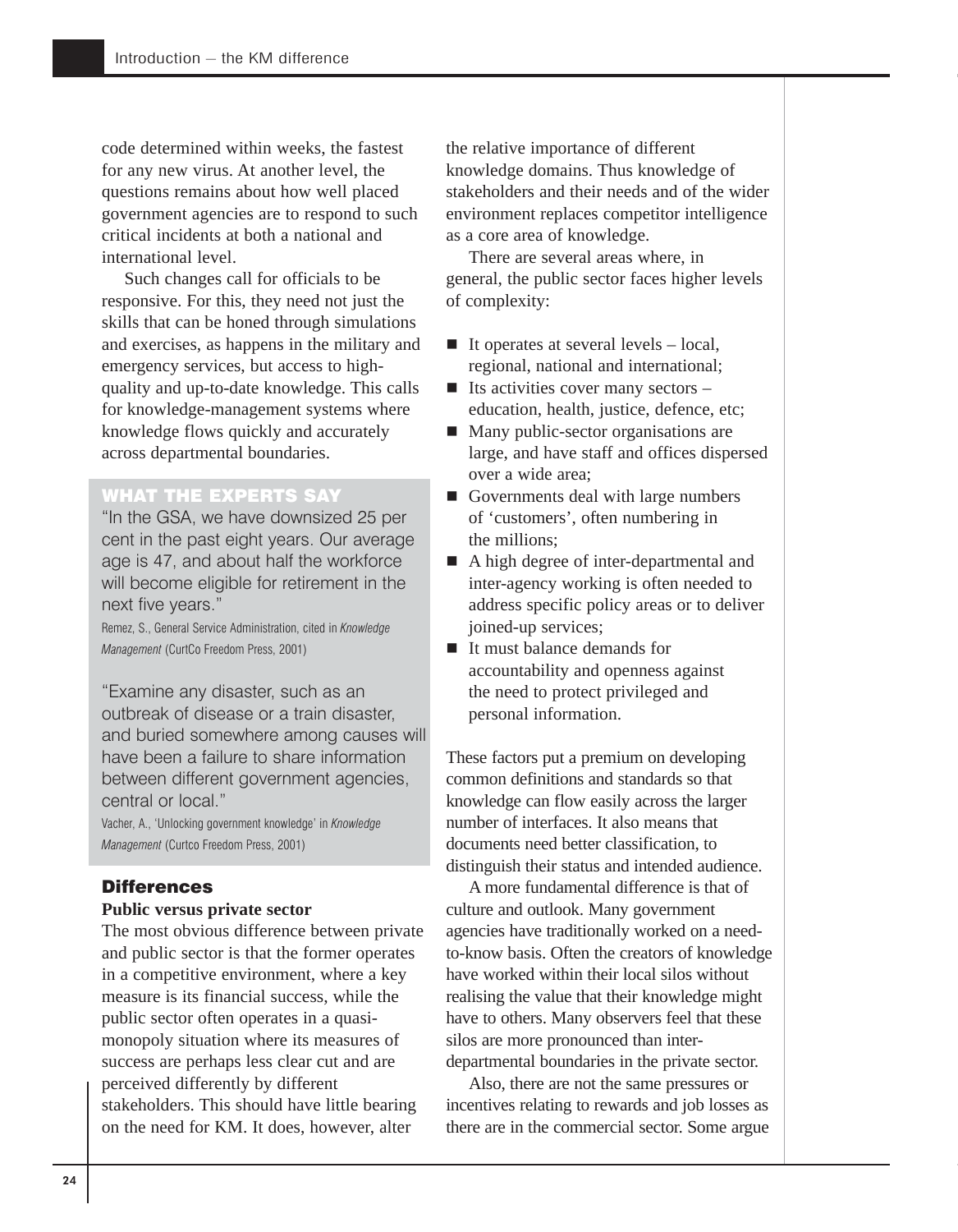code determined within weeks, the fastest for any new virus. At another level, the questions remains about how well placed government agencies are to respond to such critical incidents at both a national and international level.

Such changes call for officials to be responsive. For this, they need not just the skills that can be honed through simulations and exercises, as happens in the military and emergency services, but access to high-quality and up-to-date knowledge. This calls for knowledge-management systems where knowledge flows quickly and accurately across departmental boundaries.

**WHAT THE EXPERTS SAY**

"In the GSA, we have downsized 25 per cent in the past eight years. Our average age is 47, and about half the workforce will become eligible for retirement in the next five years."

Remez, S., General Service Administration, cited in *Knowledge Management* (CurtCo Freedom Press, 2001)

"Examine any disaster, such as an outbreak of disease or a train disaster, and buried somewhere among causes will have been a failure to share information between different government agencies, central or local."

Vacher, A., 'Unlocking government knowledge' in *Knowledge Management* (Curtco Freedom Press, 2001)

## Differences

### Public versus private sector

The most obvious difference between private and public sector is that the former operates in a competitive environment, where a key measure is its financial success, while the public sector often operates in a quasi-monopoly situation where its measures of success are perhaps less clear cut and are perceived differently by different stakeholders. This should have little bearing on the need for KM. It does, however, alter the relative importance of different knowledge domains. Thus knowledge of stakeholders and their needs and of the wider environment replaces competitor intelligence as a core area of knowledge.

There are several areas where, in general, the public sector faces higher levels of complexity:

- It operates at several levels – local, regional, national and international;
- Its activities cover many sectors – education, health, justice, defence, etc;
- Many public-sector organisations are large, and have staff and offices dispersed over a wide area;
- Governments deal with large numbers of 'customers', often numbering in the millions;
- A high degree of inter-departmental and inter-agency working is often needed to address specific policy areas or to deliver joined-up services;
- It must balance demands for accountability and openness against the need to protect privileged and personal information.

These factors put a premium on developing common definitions and standards so that knowledge can flow easily across the larger number of interfaces. It also means that documents need better classification, to distinguish their status and intended audience.

A more fundamental difference is that of culture and outlook. Many government agencies have traditionally worked on a need-to-know basis. Often the creators of knowledge have worked within their local silos without realising the value that their knowledge might have to others. Many observers feel that these silos are more pronounced than inter-departmental boundaries in the private sector.

Also, there are not the same pressures or incentives relating to rewards and job losses as there are in the commercial sector. Some argue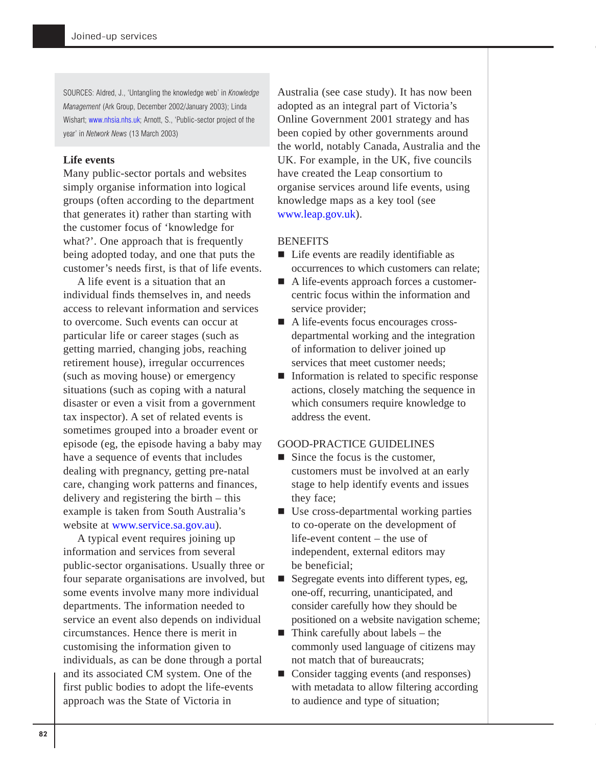SOURCES: Aldred, J., 'Untangling the knowledge web' in *Knowledge Management* (Ark Group, December 2002/January 2003); Linda Wishart; www.nhsia.nhs.uk; Arnott, S., 'Public-sector project of the year' in *Network News* (13 March 2003)

**Life events**

Many public-sector portals and websites simply organise information into logical groups (often according to the department that generates it) rather than starting with the customer focus of 'knowledge for what?'. One approach that is frequently being adopted today, and one that puts the customer's needs first, is that of life events.

A life event is a situation that an individual finds themselves in, and needs access to relevant information and services to overcome. Such events can occur at particular life or career stages (such as getting married, changing jobs, reaching retirement house), irregular occurrences (such as moving house) or emergency situations (such as coping with a natural disaster or even a visit from a government tax inspector). A set of related events is sometimes grouped into a broader event or episode (eg, the episode having a baby may have a sequence of events that includes dealing with pregnancy, getting pre-natal care, changing work patterns and finances, delivery and registering the birth – this example is taken from South Australia's website at www.service.sa.gov.au).

A typical event requires joining up information and services from several public-sector organisations. Usually three or four separate organisations are involved, but some events involve many more individual departments. The information needed to service an event also depends on individual circumstances. Hence there is merit in customising the information given to individuals, as can be done through a portal and its associated CM system. One of the first public bodies to adopt the life-events approach was the State of Victoria in Australia (see case study). It has now been adopted as an integral part of Victoria's Online Government 2001 strategy and has been copied by other governments around the world, notably Canada, Australia and the UK. For example, in the UK, five councils have created the Leap consortium to organise services around life events, using knowledge maps as a key tool (see www.leap.gov.uk).

BENEFITS

- Life events are readily identifiable as occurrences to which customers can relate;
- A life-events approach forces a customer-centric focus within the information and service provider;
- A life-events focus encourages cross-departmental working and the integration of information to deliver joined up services that meet customer needs;
- Information is related to specific response actions, closely matching the sequence in which consumers require knowledge to address the event.

GOOD-PRACTICE GUIDELINES

- Since the focus is the customer, customers must be involved at an early stage to help identify events and issues they face;
- Use cross-departmental working parties to co-operate on the development of life-event content – the use of independent, external editors may be beneficial;
- Segregate events into different types, eg, one-off, recurring, unanticipated, and consider carefully how they should be positioned on a website navigation scheme;
- Think carefully about labels – the commonly used language of citizens may not match that of bureaucrats;
- Consider tagging events (and responses) with metadata to allow filtering according to audience and type of situation;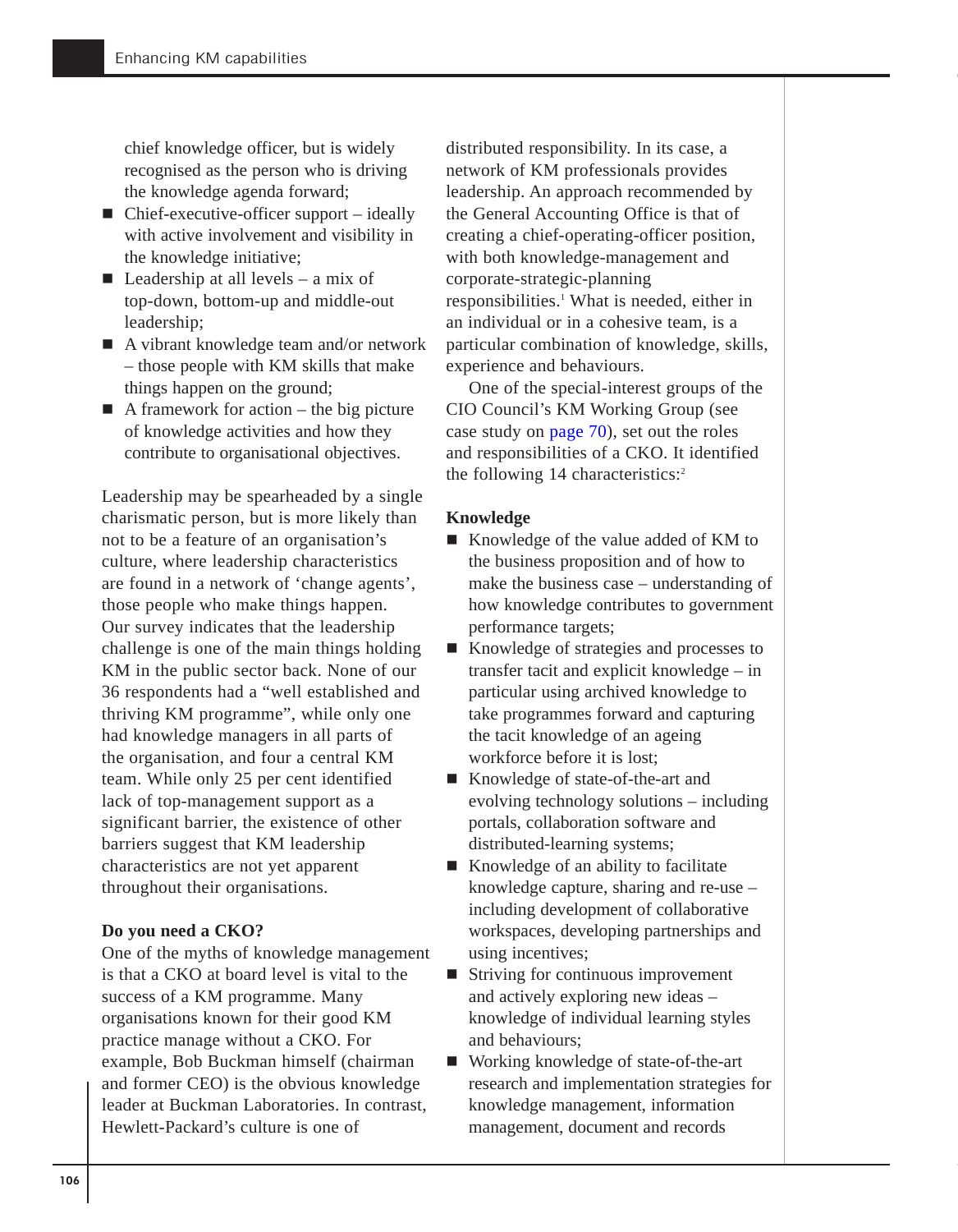chief knowledge officer, but is widely recognised as the person who is driving the knowledge agenda forward;

- Chief-executive-officer support – ideally with active involvement and visibility in the knowledge initiative;
- Leadership at all levels – a mix of top-down, bottom-up and middle-out leadership;
- A vibrant knowledge team and/or network – those people with KM skills that make things happen on the ground;
- A framework for action – the big picture of knowledge activities and how they contribute to organisational objectives.

Leadership may be spearheaded by a single charismatic person, but is more likely than not to be a feature of an organisation's culture, where leadership characteristics are found in a network of 'change agents', those people who make things happen. Our survey indicates that the leadership challenge is one of the main things holding KM in the public sector back. None of our 36 respondents had a "well established and thriving KM programme", while only one had knowledge managers in all parts of the organisation, and four a central KM team. While only 25 per cent identified lack of top-management support as a significant barrier, the existence of other barriers suggest that KM leadership characteristics are not yet apparent throughout their organisations.

**Do you need a CKO?**

One of the myths of knowledge management is that a CKO at board level is vital to the success of a KM programme. Many organisations known for their good KM practice manage without a CKO. For example, Bob Buckman himself (chairman and former CEO) is the obvious knowledge leader at Buckman Laboratories. In contrast, Hewlett-Packard's culture is one of distributed responsibility. In its case, a network of KM professionals provides leadership. An approach recommended by the General Accounting Office is that of creating a chief-operating-officer position, with both knowledge-management and corporate-strategic-planning responsibilities.[1] What is needed, either in an individual or in a cohesive team, is a particular combination of knowledge, skills, experience and behaviours.

One of the special-interest groups of the CIO Council's KM Working Group (see case study on page 70), set out the roles and responsibilities of a CKO. It identified the following 14 characteristics:[2]

**Knowledge**

- Knowledge of the value added of KM to the business proposition and of how to make the business case – understanding of how knowledge contributes to government performance targets;
- Knowledge of strategies and processes to transfer tacit and explicit knowledge – in particular using archived knowledge to take programmes forward and capturing the tacit knowledge of an ageing workforce before it is lost;
- Knowledge of state-of-the-art and evolving technology solutions – including portals, collaboration software and distributed-learning systems;
- Knowledge of an ability to facilitate knowledge capture, sharing and re-use – including development of collaborative workspaces, developing partnerships and using incentives;
- Striving for continuous improvement and actively exploring new ideas – knowledge of individual learning styles and behaviours;
- Working knowledge of state-of-the-art research and implementation strategies for knowledge management, information management, document and records